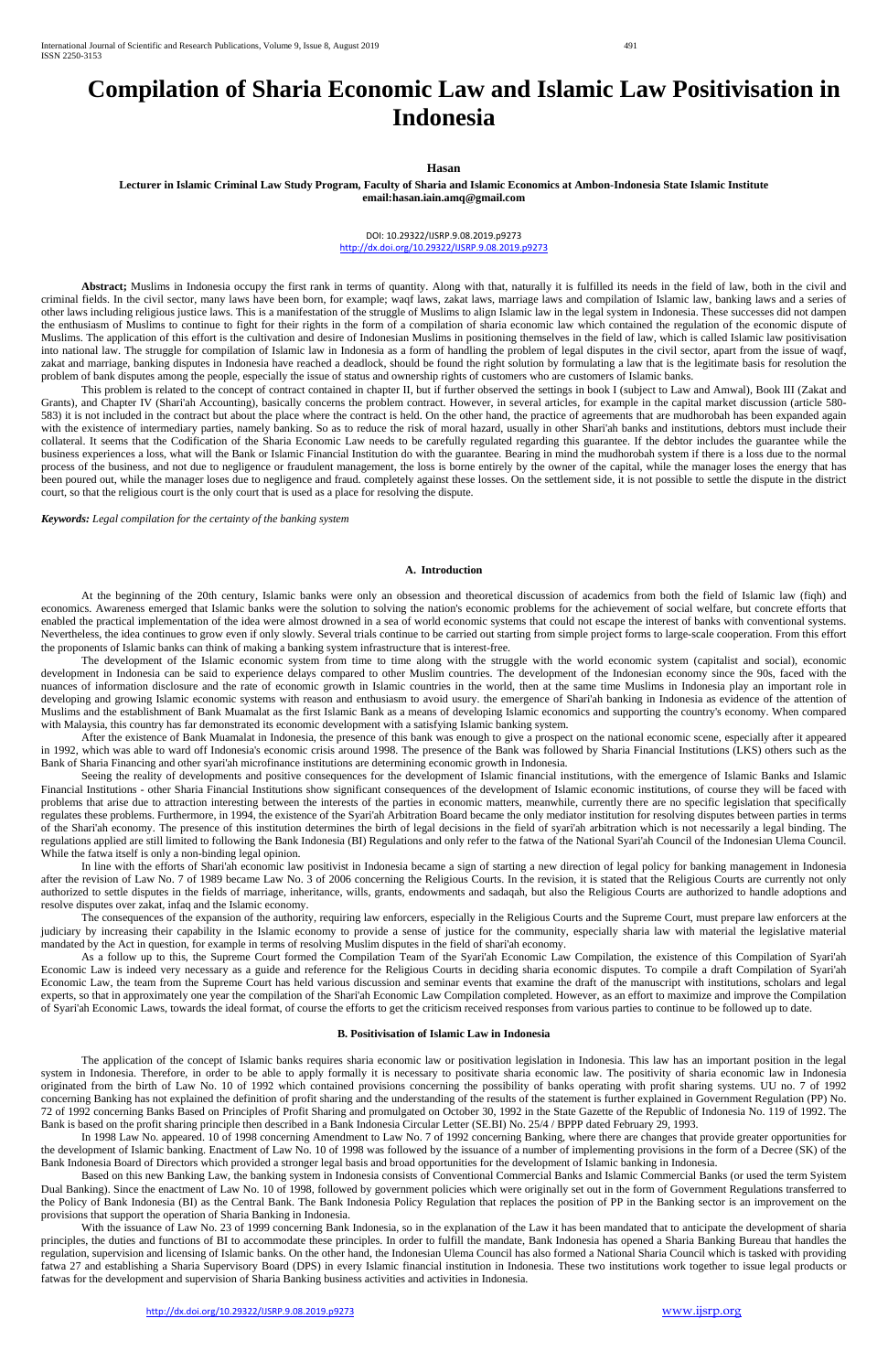# Compilation of Sharia Economic Law and Islamic Law Positivisation in Indonesia

**Hasan**

**Lecturer in Islamic Criminal Law Study Program, Faculty of Sharia and Islamic Economics at Ambon-Indonesia State Islamic Institute**
**email:hasan.iain.amq@gmail.com**

DOI: 10.29322/IJSRP.9.08.2019.p9273
http://dx.doi.org/10.29322/IJSRP.9.08.2019.p9273

**Abstract;** Muslims in Indonesia occupy the first rank in terms of quantity. Along with that, naturally it is fulfilled its needs in the field of law, both in the civil and criminal fields. In the civil sector, many laws have been born, for example; waqf laws, zakat laws, marriage laws and compilation of Islamic law, banking laws and a series of other laws including religious justice laws. This is a manifestation of the struggle of Muslims to align Islamic law in the legal system in Indonesia. These successes did not dampen the enthusiasm of Muslims to continue to fight for their rights in the form of a compilation of sharia economic law which contained the regulation of the economic dispute of Muslims. The application of this effort is the cultivation and desire of Indonesian Muslims in positioning themselves in the field of law, which is called Islamic law positivisation into national law. The struggle for compilation of Islamic law in Indonesia as a form of handling the problem of legal disputes in the civil sector, apart from the issue of waqf, zakat and marriage, banking disputes in Indonesia have reached a deadlock, should be found the right solution by formulating a law that is the legitimate basis for resolution the problem of bank disputes among the people, especially the issue of status and ownership rights of customers who are customers of Islamic banks.

This problem is related to the concept of contract contained in chapter II, but if further observed the settings in book I (subject to Law and Amwal), Book III (Zakat and Grants), and Chapter IV (Shari'ah Accounting), basically concerns the problem contract. However, in several articles, for example in the capital market discussion (article 580-583) it is not included in the contract but about the place where the contract is held. On the other hand, the practice of agreements that are mudhorobah has been expanded again with the existence of intermediary parties, namely banking. So as to reduce the risk of moral hazard, usually in other Shari'ah banks and institutions, debtors must include their collateral. It seems that the Codification of the Sharia Economic Law needs to be carefully regulated regarding this guarantee. If the debtor includes the guarantee while the business experiences a loss, what will the Bank or Islamic Financial Institution do with the guarantee. Bearing in mind the mudhorobah system if there is a loss due to the normal process of the business, and not due to negligence or fraudulent management, the loss is borne entirely by the owner of the capital, while the manager loses the energy that has been poured out, while the manager loses due to negligence and fraud. completely against these losses. On the settlement side, it is not possible to settle the dispute in the district court, so that the religious court is the only court that is used as a place for resolving the dispute.

***Keywords:*** *Legal compilation for the certainty of the banking system*

## A. Introduction

At the beginning of the 20th century, Islamic banks were only an obsession and theoretical discussion of academics from both the field of Islamic law (fiqh) and economics. Awareness emerged that Islamic banks were the solution to solving the nation's economic problems for the achievement of social welfare, but concrete efforts that enabled the practical implementation of the idea were almost drowned in a sea of world economic systems that could not escape the interest of banks with conventional systems. Nevertheless, the idea continues to grow even if only slowly. Several trials continue to be carried out starting from simple project forms to large-scale cooperation. From this effort the proponents of Islamic banks can think of making a banking system infrastructure that is interest-free.

The development of the Islamic economic system from time to time along with the struggle with the world economic system (capitalist and social), economic development in Indonesia can be said to experience delays compared to other Muslim countries. The development of the Indonesian economy since the 90s, faced with the nuances of information disclosure and the rate of economic growth in Islamic countries in the world, then at the same time Muslims in Indonesia play an important role in developing and growing Islamic economic systems with reason and enthusiasm to avoid usury. the emergence of Shari'ah banking in Indonesia as evidence of the attention of Muslims and the establishment of Bank Muamalat as the first Islamic Bank as a means of developing Islamic economics and supporting the country's economy. When compared with Malaysia, this country has far demonstrated its economic development with a satisfying Islamic banking system.

After the existence of Bank Muamalat in Indonesia, the presence of this bank was enough to give a prospect on the national economic scene, especially after it appeared in 1992, which was able to ward off Indonesia's economic crisis around 1998. The presence of the Bank was followed by Sharia Financial Institutions (LKS) others such as the Bank of Sharia Financing and other syari'ah microfinance institutions are determining economic growth in Indonesia.

Seeing the reality of developments and positive consequences for the development of Islamic financial institutions, with the emergence of Islamic Banks and Islamic Financial Institutions - other Sharia Financial Institutions show significant consequences of the development of Islamic economic institutions, of course they will be faced with problems that arise due to attraction interesting between the interests of the parties in economic matters, meanwhile, currently there are no specific legislation that specifically regulates these problems. Furthermore, in 1994, the existence of the Syari'ah Arbitration Board became the only mediator institution for resolving disputes between parties in terms of the Shari'ah economy. The presence of this institution determines the birth of legal decisions in the field of syari'ah arbitration which is not necessarily a legal binding. The regulations applied are still limited to following the Bank Indonesia (BI) Regulations and only refer to the fatwa of the National Syari'ah Council of the Indonesian Ulema Council. While the fatwa itself is only a non-binding legal opinion.

In line with the efforts of Shari'ah economic law positivist in Indonesia became a sign of starting a new direction of legal policy for banking management in Indonesia after the revision of Law No. 7 of 1989 became Law No. 3 of 2006 concerning the Religious Courts. In the revision, it is stated that the Religious Courts are currently not only authorized to settle disputes in the fields of marriage, inheritance, wills, grants, endowments and sadaqah, but also the Religious Courts are authorized to handle adoptions and resolve disputes over zakat, infaq and the Islamic economy.

The consequences of the expansion of the authority, requiring law enforcers, especially in the Religious Courts and the Supreme Court, must prepare law enforcers at the judiciary by increasing their capability in the Islamic economy to provide a sense of justice for the community, especially sharia law with material the legislative material mandated by the Act in question, for example in terms of resolving Muslim disputes in the field of shari'ah economy.

As a follow up to this, the Supreme Court formed the Compilation Team of the Syari'ah Economic Law Compilation, the existence of this Compilation of Syari'ah Economic Law is indeed very necessary as a guide and reference for the Religious Courts in deciding sharia economic disputes. To compile a draft Compilation of Syari'ah Economic Law, the team from the Supreme Court has held various discussion and seminar events that examine the draft of the manuscript with institutions, scholars and legal experts, so that in approximately one year the compilation of the Shari'ah Economic Law Compilation completed. However, as an effort to maximize and improve the Compilation of Syari'ah Economic Laws, towards the ideal format, of course the efforts to get the criticism received responses from various parties to continue to be followed up to date.

## B. Positivisation of Islamic Law in Indonesia

The application of the concept of Islamic banks requires sharia economic law or positivation legislation in Indonesia. This law has an important position in the legal system in Indonesia. Therefore, in order to be able to apply formally it is necessary to positivate sharia economic law. The positivity of sharia economic law in Indonesia originated from the birth of Law No. 10 of 1992 which contained provisions concerning the possibility of banks operating with profit sharing systems. UU no. 7 of 1992 concerning Banking has not explained the definition of profit sharing and the understanding of the results of the statement is further explained in Government Regulation (PP) No. 72 of 1992 concerning Banks Based on Principles of Profit Sharing and promulgated on October 30, 1992 in the State Gazette of the Republic of Indonesia No. 119 of 1992. The Bank is based on the profit sharing principle then described in a Bank Indonesia Circular Letter (SE.BI) No. 25/4 / BPPP dated February 29, 1993.

In 1998 Law No. appeared. 10 of 1998 concerning Amendment to Law No. 7 of 1992 concerning Banking, where there are changes that provide greater opportunities for the development of Islamic banking. Enactment of Law No. 10 of 1998 was followed by the issuance of a number of implementing provisions in the form of a Decree (SK) of the Bank Indonesia Board of Directors which provided a stronger legal basis and broad opportunities for the development of Islamic banking in Indonesia.

Based on this new Banking Law, the banking system in Indonesia consists of Conventional Commercial Banks and Islamic Commercial Banks (or used the term Syistem Dual Banking). Since the enactment of Law No. 10 of 1998, followed by government policies which were originally set out in the form of Government Regulations transferred to the Policy of Bank Indonesia (BI) as the Central Bank. The Bank Indonesia Policy Regulation that replaces the position of PP in the Banking sector is an improvement on the provisions that support the operation of Sharia Banking in Indonesia.

With the issuance of Law No. 23 of 1999 concerning Bank Indonesia, so in the explanation of the Law it has been mandated that to anticipate the development of sharia principles, the duties and functions of BI to accommodate these principles. In order to fulfill the mandate, Bank Indonesia has opened a Sharia Banking Bureau that handles the regulation, supervision and licensing of Islamic banks. On the other hand, the Indonesian Ulema Council has also formed a National Sharia Council which is tasked with providing fatwa 27 and establishing a Sharia Supervisory Board (DPS) in every Islamic financial institution in Indonesia. These two institutions work together to issue legal products or fatwas for the development and supervision of Sharia Banking business activities and activities in Indonesia.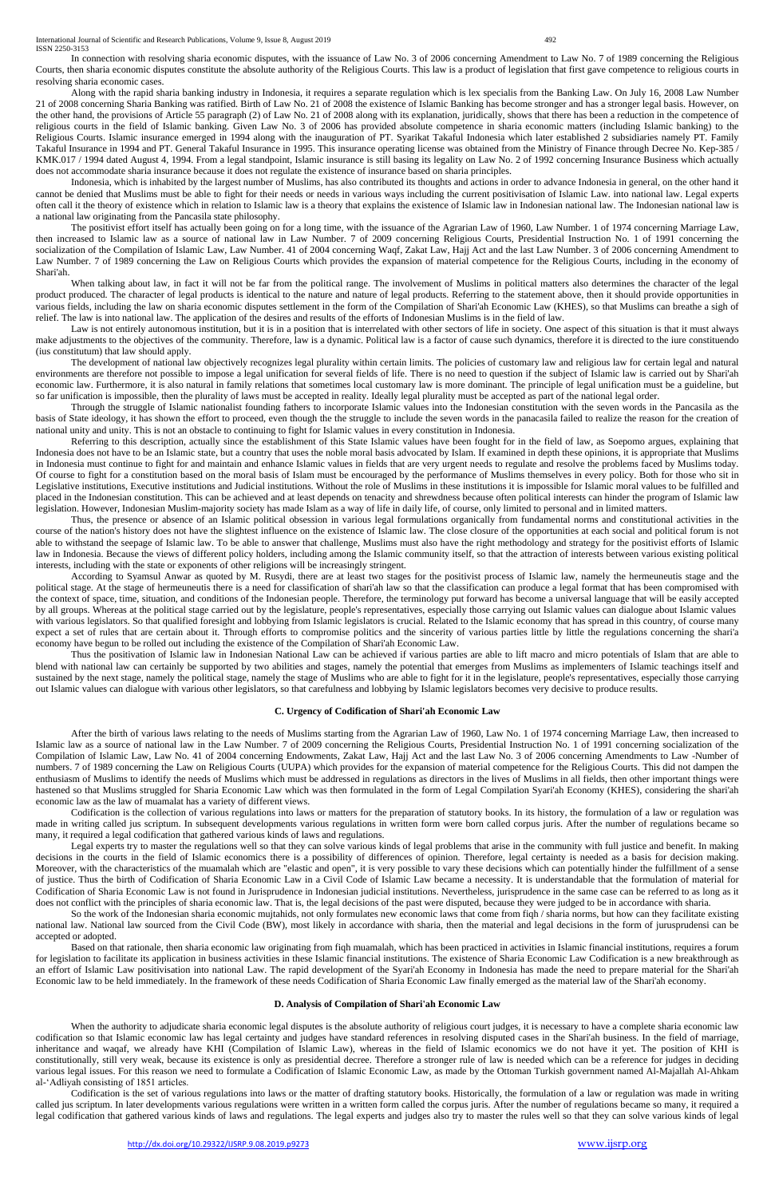In connection with resolving sharia economic disputes, with the issuance of Law No. 3 of 2006 concerning Amendment to Law No. 7 of 1989 concerning the Religious Courts, then sharia economic disputes constitute the absolute authority of the Religious Courts. This law is a product of legislation that first gave competence to religious courts in resolving sharia economic cases.

Along with the rapid sharia banking industry in Indonesia, it requires a separate regulation which is lex specialis from the Banking Law. On July 16, 2008 Law Number 21 of 2008 concerning Sharia Banking was ratified. Birth of Law No. 21 of 2008 the existence of Islamic Banking has become stronger and has a stronger legal basis. However, on the other hand, the provisions of Article 55 paragraph (2) of Law No. 21 of 2008 along with its explanation, juridically, shows that there has been a reduction in the competence of religious courts in the field of Islamic banking. Given Law No. 3 of 2006 has provided absolute competence in sharia economic matters (including Islamic banking) to the Religious Courts. Islamic insurance emerged in 1994 along with the inauguration of PT. Syarikat Takaful Indonesia which later established 2 subsidiaries namely PT. Family Takaful Insurance in 1994 and PT. General Takaful Insurance in 1995. This insurance operating license was obtained from the Ministry of Finance through Decree No. Kep-385 / KMK.017 / 1994 dated August 4, 1994. From a legal standpoint, Islamic insurance is still basing its legality on Law No. 2 of 1992 concerning Insurance Business which actually does not accommodate sharia insurance because it does not regulate the existence of insurance based on sharia principles.

Indonesia, which is inhabited by the largest number of Muslims, has also contributed its thoughts and actions in order to advance Indonesia in general, on the other hand it cannot be denied that Muslims must be able to fight for their needs or needs in various ways including the current positivisation of Islamic Law. into national law. Legal experts often call it the theory of existence which in relation to Islamic law is a theory that explains the existence of Islamic law in Indonesian national law. The Indonesian national law is a national law originating from the Pancasila state philosophy.

The positivist effort itself has actually been going on for a long time, with the issuance of the Agrarian Law of 1960, Law Number. 1 of 1974 concerning Marriage Law, then increased to Islamic law as a source of national law in Law Number. 7 of 2009 concerning Religious Courts, Presidential Instruction No. 1 of 1991 concerning the socialization of the Compilation of Islamic Law, Law Number. 41 of 2004 concerning Waqf, Zakat Law, Hajj Act and the last Law Number. 3 of 2006 concerning Amendment to Law Number. 7 of 1989 concerning the Law on Religious Courts which provides the expansion of material competence for the Religious Courts, including in the economy of Shari'ah.

When talking about law, in fact it will not be far from the political range. The involvement of Muslims in political matters also determines the character of the legal product produced. The character of legal products is identical to the nature and nature of legal products. Referring to the statement above, then it should provide opportunities in various fields, including the law on sharia economic disputes settlement in the form of the Compilation of Shari'ah Economic Law (KHES), so that Muslims can breathe a sigh of relief. The law is into national law. The application of the desires and results of the efforts of Indonesian Muslims is in the field of law.

Law is not entirely autonomous institution, but it is in a position that is interrelated with other sectors of life in society. One aspect of this situation is that it must always make adjustments to the objectives of the community. Therefore, law is a dynamic. Political law is a factor of cause such dynamics, therefore it is directed to the iure constituendo (ius constitutum) that law should apply.

The development of national law objectively recognizes legal plurality within certain limits. The policies of customary law and religious law for certain legal and natural environments are therefore not possible to impose a legal unification for several fields of life. There is no need to question if the subject of Islamic law is carried out by Shari'ah economic law. Furthermore, it is also natural in family relations that sometimes local customary law is more dominant. The principle of legal unification must be a guideline, but so far unification is impossible, then the plurality of laws must be accepted in reality. Ideally legal plurality must be accepted as part of the national legal order.

Through the struggle of Islamic nationalist founding fathers to incorporate Islamic values into the Indonesian constitution with the seven words in the Pancasila as the basis of State ideology, it has shown the effort to proceed, even though the the struggle to include the seven words in the panacasila failed to realize the reason for the creation of national unity and unity. This is not an obstacle to continuing to fight for Islamic values in every constitution in Indonesia.

Referring to this description, actually since the establishment of this State Islamic values have been fought for in the field of law, as Soepomo argues, explaining that Indonesia does not have to be an Islamic state, but a country that uses the noble moral basis advocated by Islam. If examined in depth these opinions, it is appropriate that Muslims in Indonesia must continue to fight for and maintain and enhance Islamic values in fields that are very urgent needs to regulate and resolve the problems faced by Muslims today. Of course to fight for a constitution based on the moral basis of Islam must be encouraged by the performance of Muslims themselves in every policy. Both for those who sit in Legislative institutions, Executive institutions and Judicial institutions. Without the role of Muslims in these institutions it is impossible for Islamic moral values to be fulfilled and placed in the Indonesian constitution. This can be achieved and at least depends on tenacity and shrewdness because often political interests can hinder the program of Islamic law legislation. However, Indonesian Muslim-majority society has made Islam as a way of life in daily life, of course, only limited to personal and in limited matters.

Thus, the presence or absence of an Islamic political obsession in various legal formulations organically from fundamental norms and constitutional activities in the course of the nation's history does not have the slightest influence on the existence of Islamic law. The close closure of the opportunities at each social and political forum is not able to withstand the seepage of Islamic law. To be able to answer that challenge, Muslims must also have the right methodology and strategy for the positivist efforts of Islamic law in Indonesia. Because the views of different policy holders, including among the Islamic community itself, so that the attraction of interests between various existing political interests, including with the state or exponents of other religions will be increasingly stringent.

According to Syamsul Anwar as quoted by M. Rusydi, there are at least two stages for the positivist process of Islamic law, namely the hermeuneutis stage and the political stage. At the stage of hermeuneutis there is a need for classification of shari'ah law so that the classification can produce a legal format that has been compromised with the context of space, time, situation, and conditions of the Indonesian people. Therefore, the terminology put forward has become a universal language that will be easily accepted by all groups. Whereas at the political stage carried out by the legislature, people's representatives, especially those carrying out Islamic values can dialogue about Islamic values with various legislators. So that qualified foresight and lobbying from Islamic legislators is crucial. Related to the Islamic economy that has spread in this country, of course many expect a set of rules that are certain about it. Through efforts to compromise politics and the sincerity of various parties little by little the regulations concerning the shari'a economy have begun to be rolled out including the existence of the Compilation of Shari'ah Economic Law.

Thus the positivation of Islamic law in Indonesian National Law can be achieved if various parties are able to lift macro and micro potentials of Islam that are able to blend with national law can certainly be supported by two abilities and stages, namely the potential that emerges from Muslims as implementers of Islamic teachings itself and sustained by the next stage, namely the political stage, namely the stage of Muslims who are able to fight for it in the legislature, people's representatives, especially those carrying out Islamic values can dialogue with various other legislators, so that carefulness and lobbying by Islamic legislators becomes very decisive to produce results.

### C. Urgency of Codification of Shari'ah Economic Law

After the birth of various laws relating to the needs of Muslims starting from the Agrarian Law of 1960, Law No. 1 of 1974 concerning Marriage Law, then increased to Islamic law as a source of national law in the Law Number. 7 of 2009 concerning the Religious Courts, Presidential Instruction No. 1 of 1991 concerning socialization of the Compilation of Islamic Law, Law No. 41 of 2004 concerning Endowments, Zakat Law, Hajj Act and the last Law No. 3 of 2006 concerning Amendments to Law -Number of numbers. 7 of 1989 concerning the Law on Religious Courts (UUPA) which provides for the expansion of material competence for the Religious Courts. This did not dampen the enthusiasm of Muslims to identify the needs of Muslims which must be addressed in regulations as directors in the lives of Muslims in all fields, then other important things were hastened so that Muslims struggled for Sharia Economic Law which was then formulated in the form of Legal Compilation Syari'ah Economy (KHES), considering the shari'ah economic law as the law of muamalat has a variety of different views.

Codification is the collection of various regulations into laws or matters for the preparation of statutory books. In its history, the formulation of a law or regulation was made in writing called jus scriptum. In subsequent developments various regulations in written form were born called corpus juris. After the number of regulations became so many, it required a legal codification that gathered various kinds of laws and regulations.

Legal experts try to master the regulations well so that they can solve various kinds of legal problems that arise in the community with full justice and benefit. In making decisions in the courts in the field of Islamic economics there is a possibility of differences of opinion. Therefore, legal certainty is needed as a basis for decision making. Moreover, with the characteristics of the muamalah which are "elastic and open", it is very possible to vary these decisions which can potentially hinder the fulfillment of a sense of justice. Thus the birth of Codification of Sharia Economic Law in a Civil Code of Islamic Law became a necessity. It is understandable that the formulation of material for Codification of Sharia Economic Law is not found in Jurisprudence in Indonesian judicial institutions. Nevertheless, jurisprudence in the same case can be referred to as long as it does not conflict with the principles of sharia economic law. That is, the legal decisions of the past were disputed, because they were judged to be in accordance with sharia.

So the work of the Indonesian sharia economic mujtahids, not only formulates new economic laws that come from fiqh / sharia norms, but how can they facilitate existing national law. National law sourced from the Civil Code (BW), most likely in accordance with sharia, then the material and legal decisions in the form of jurusprudensi can be accepted or adopted.

Based on that rationale, then sharia economic law originating from fiqh muamalah, which has been practiced in activities in Islamic financial institutions, requires a forum for legislation to facilitate its application in business activities in these Islamic financial institutions. The existence of Sharia Economic Law Codification is a new breakthrough as an effort of Islamic Law positivisation into national Law. The rapid development of the Syari'ah Economy in Indonesia has made the need to prepare material for the Shari'ah Economic Law to be held immediately. In the framework of these needs Codification of Sharia Economic Law finally emerged as the material law of the Shari'ah economy.

### D. Analysis of Compilation of Shari'ah Economic Law

When the authority to adjudicate sharia economic legal disputes is the absolute authority of religious court judges, it is necessary to have a complete sharia economic law codification so that Islamic economic law has legal certainty and judges have standard references in resolving disputed cases in the Shari'ah business. In the field of marriage, inheritance and waqaf, we already have KHI (Compilation of Islamic Law), whereas in the field of Islamic economics we do not have it yet. The position of KHI is constitutionally, still very weak, because its existence is only as presidential decree. Therefore a stronger rule of law is needed which can be a reference for judges in deciding various legal issues. For this reason we need to formulate a Codification of Islamic Economic Law, as made by the Ottoman Turkish government named Al-Majallah Al-Ahkam al-'Adliyah consisting of 1851 articles.

Codification is the set of various regulations into laws or the matter of drafting statutory books. Historically, the formulation of a law or regulation was made in writing called jus scriptum. In later developments various regulations were written in a written form called the corpus juris. After the number of regulations became so many, it required a legal codification that gathered various kinds of laws and regulations. The legal experts and judges also try to master the rules well so that they can solve various kinds of legal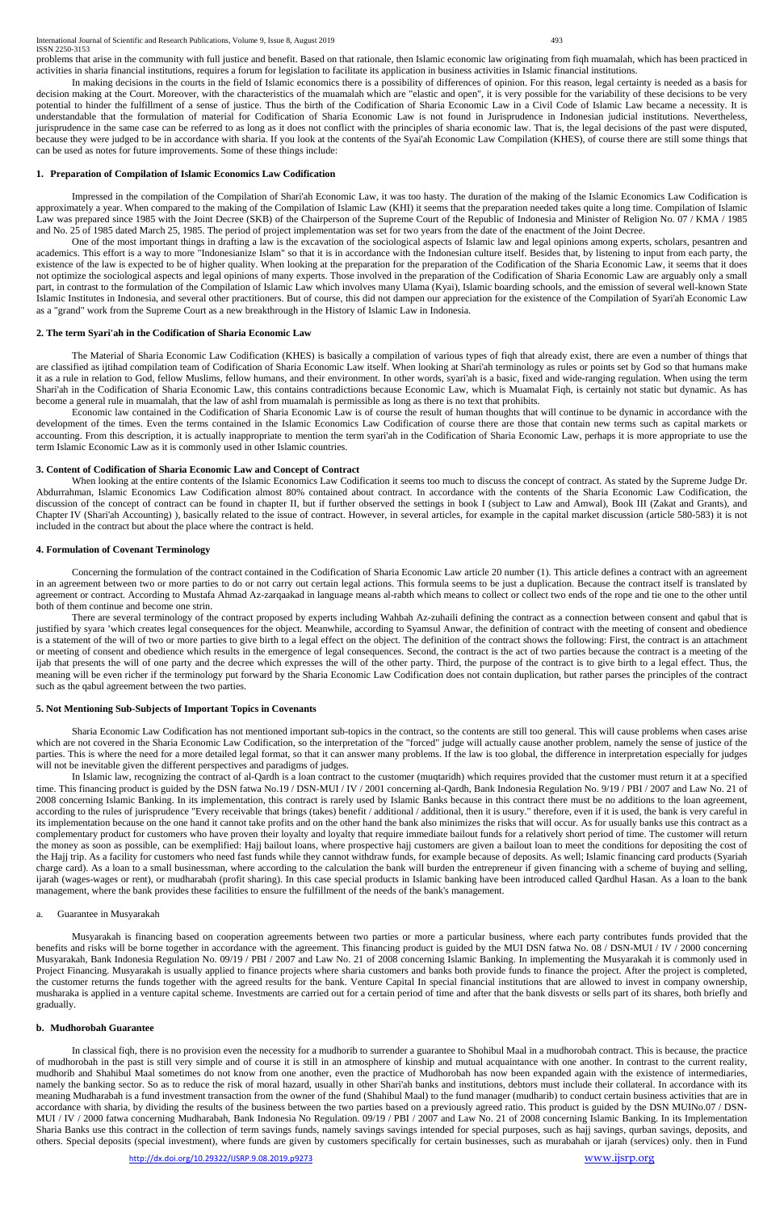problems that arise in the community with full justice and benefit. Based on that rationale, then Islamic economic law originating from fiqh muamalah, which has been practiced in activities in sharia financial institutions, requires a forum for legislation to facilitate its application in business activities in Islamic financial institutions.

In making decisions in the courts in the field of Islamic economics there is a possibility of differences of opinion. For this reason, legal certainty is needed as a basis for decision making at the Court. Moreover, with the characteristics of the muamalah which are "elastic and open", it is very possible for the variability of these decisions to be very potential to hinder the fulfillment of a sense of justice. Thus the birth of the Codification of Sharia Economic Law in a Civil Code of Islamic Law became a necessity. It is understandable that the formulation of material for Codification of Sharia Economic Law is not found in Jurisprudence in Indonesian judicial institutions. Nevertheless, jurisprudence in the same case can be referred to as long as it does not conflict with the principles of sharia economic law. That is, the legal decisions of the past were disputed, because they were judged to be in accordance with sharia. If you look at the contents of the Syai'ah Economic Law Compilation (KHES), of course there are still some things that can be used as notes for future improvements. Some of these things include:

## 1. Preparation of Compilation of Islamic Economics Law Codification

Impressed in the compilation of the Compilation of Shari'ah Economic Law, it was too hasty. The duration of the making of the Islamic Economics Law Codification is approximately a year. When compared to the making of the Compilation of Islamic Law (KHI) it seems that the preparation needed takes quite a long time. Compilation of Islamic Law was prepared since 1985 with the Joint Decree (SKB) of the Chairperson of the Supreme Court of the Republic of Indonesia and Minister of Religion No. 07 / KMA / 1985 and No. 25 of 1985 dated March 25, 1985. The period of project implementation was set for two years from the date of the enactment of the Joint Decree.

One of the most important things in drafting a law is the excavation of the sociological aspects of Islamic law and legal opinions among experts, scholars, pesantren and academics. This effort is a way to more "Indonesianize Islam" so that it is in accordance with the Indonesian culture itself. Besides that, by listening to input from each party, the existence of the law is expected to be of higher quality. When looking at the preparation for the preparation of the Codification of the Sharia Economic Law, it seems that it does not optimize the sociological aspects and legal opinions of many experts. Those involved in the preparation of the Codification of Sharia Economic Law are arguably only a small part, in contrast to the formulation of the Compilation of Islamic Law which involves many Ulama (Kyai), Islamic boarding schools, and the emission of several well-known State Islamic Institutes in Indonesia, and several other practitioners. But of course, this did not dampen our appreciation for the existence of the Compilation of Syari'ah Economic Law as a "grand" work from the Supreme Court as a new breakthrough in the History of Islamic Law in Indonesia.

## 2. The term Syari'ah in the Codification of Sharia Economic Law

The Material of Sharia Economic Law Codification (KHES) is basically a compilation of various types of fiqh that already exist, there are even a number of things that are classified as ijtihad compilation team of Codification of Sharia Economic Law itself. When looking at Shari'ah terminology as rules or points set by God so that humans make it as a rule in relation to God, fellow Muslims, fellow humans, and their environment. In other words, syari'ah is a basic, fixed and wide-ranging regulation. When using the term Shari'ah in the Codification of Sharia Economic Law, this contains contradictions because Economic Law, which is Muamalat Fiqh, is certainly not static but dynamic. As has become a general rule in muamalah, that the law of ashl from muamalah is permissible as long as there is no text that prohibits.

Economic law contained in the Codification of Sharia Economic Law is of course the result of human thoughts that will continue to be dynamic in accordance with the development of the times. Even the terms contained in the Islamic Economics Law Codification of course there are those that contain new terms such as capital markets or accounting. From this description, it is actually inappropriate to mention the term syari'ah in the Codification of Sharia Economic Law, perhaps it is more appropriate to use the term Islamic Economic Law as it is commonly used in other Islamic countries.

## 3. Content of Codification of Sharia Economic Law and Concept of Contract

When looking at the entire contents of the Islamic Economics Law Codification it seems too much to discuss the concept of contract. As stated by the Supreme Judge Dr. Abdurrahman, Islamic Economics Law Codification almost 80% contained about contract. In accordance with the contents of the Sharia Economic Law Codification, the discussion of the concept of contract can be found in chapter II, but if further observed the settings in book I (subject to Law and Amwal), Book III (Zakat and Grants), and Chapter IV (Shari'ah Accounting) ), basically related to the issue of contract. However, in several articles, for example in the capital market discussion (article 580-583) it is not included in the contract but about the place where the contract is held.

## 4. Formulation of Covenant Terminology

Concerning the formulation of the contract contained in the Codification of Sharia Economic Law article 20 number (1). This article defines a contract with an agreement in an agreement between two or more parties to do or not carry out certain legal actions. This formula seems to be just a duplication. Because the contract itself is translated by agreement or contract. According to Mustafa Ahmad Az-zarqaakad in language means al-rabth which means to collect or collect two ends of the rope and tie one to the other until both of them continue and become one strin.

There are several terminology of the contract proposed by experts including Wahbah Az-zuhaili defining the contract as a connection between consent and qabul that is justified by syara 'which creates legal consequences for the object. Meanwhile, according to Syamsul Anwar, the definition of contract with the meeting of consent and obedience is a statement of the will of two or more parties to give birth to a legal effect on the object. The definition of the contract shows the following: First, the contract is an attachment or meeting of consent and obedience which results in the emergence of legal consequences. Second, the contract is the act of two parties because the contract is a meeting of the ijab that presents the will of one party and the decree which expresses the will of the other party. Third, the purpose of the contract is to give birth to a legal effect. Thus, the meaning will be even richer if the terminology put forward by the Sharia Economic Law Codification does not contain duplication, but rather parses the principles of the contract such as the qabul agreement between the two parties.

## 5. Not Mentioning Sub-Subjects of Important Topics in Covenants

Sharia Economic Law Codification has not mentioned important sub-topics in the contract, so the contents are still too general. This will cause problems when cases arise which are not covered in the Sharia Economic Law Codification, so the interpretation of the "forced" judge will actually cause another problem, namely the sense of justice of the parties. This is where the need for a more detailed legal format, so that it can answer many problems. If the law is too global, the difference in interpretation especially for judges will not be inevitable given the different perspectives and paradigms of judges.

In Islamic law, recognizing the contract of al-Qardh is a loan contract to the customer (muqtaridh) which requires provided that the customer must return it at a specified time. This financing product is guided by the DSN fatwa No.19 / DSN-MUI / IV / 2001 concerning al-Qardh, Bank Indonesia Regulation No. 9/19 / PBI / 2007 and Law No. 21 of 2008 concerning Islamic Banking. In its implementation, this contract is rarely used by Islamic Banks because in this contract there must be no additions to the loan agreement, according to the rules of jurisprudence "Every receivable that brings (takes) benefit / additional / additional, then it is usury." therefore, even if it is used, the bank is very careful in its implementation because on the one hand it cannot take profits and on the other hand the bank also minimizes the risks that will occur. As for usually banks use this contract as a complementary product for customers who have proven their loyalty and loyalty that require immediate bailout funds for a relatively short period of time. The customer will return the money as soon as possible, can be exemplified: Hajj bailout loans, where prospective hajj customers are given a bailout loan to meet the conditions for depositing the cost of the Hajj trip. As a facility for customers who need fast funds while they cannot withdraw funds, for example because of deposits. As well; Islamic financing card products (Syariah charge card). As a loan to a small businessman, where according to the calculation the bank will burden the entrepreneur if given financing with a scheme of buying and selling, ijarah (wages-wages or rent), or mudharabah (profit sharing). In this case special products in Islamic banking have been introduced called Qardhul Hasan. As a loan to the bank management, where the bank provides these facilities to ensure the fulfillment of the needs of the bank's management.

### a. Guarantee in Musyarakah

Musyarakah is financing based on cooperation agreements between two parties or more a particular business, where each party contributes funds provided that the benefits and risks will be borne together in accordance with the agreement. This financing product is guided by the MUI DSN fatwa No. 08 / DSN-MUI / IV / 2000 concerning Musyarakah, Bank Indonesia Regulation No. 09/19 / PBI / 2007 and Law No. 21 of 2008 concerning Islamic Banking. In implementing the Musyarakah it is commonly used in Project Financing. Musyarakah is usually applied to finance projects where sharia customers and banks both provide funds to finance the project. After the project is completed, the customer returns the funds together with the agreed results for the bank. Venture Capital In special financial institutions that are allowed to invest in company ownership, musharaka is applied in a venture capital scheme. Investments are carried out for a certain period of time and after that the bank disvests or sells part of its shares, both briefly and gradually.

### b. Mudhorobah Guarantee

In classical fiqh, there is no provision even the necessity for a mudhorib to surrender a guarantee to Shohibul Maal in a mudhorobah contract. This is because, the practice of mudhorobah in the past is still very simple and of course it is still in an atmosphere of kinship and mutual acquaintance with one another. In contrast to the current reality, mudhorib and Shahibul Maal sometimes do not know from one another, even the practice of Mudhorobah has now been expanded again with the existence of intermediaries, namely the banking sector. So as to reduce the risk of moral hazard, usually in other Shari'ah banks and institutions, debtors must include their collateral. In accordance with its meaning Mudharabah is a fund investment transaction from the owner of the fund (Shahibul Maal) to the fund manager (mudharib) to conduct certain business activities that are in accordance with sharia, by dividing the results of the business between the two parties based on a previously agreed ratio. This product is guided by the DSN MUINo.07 / DSN-MUI / IV / 2000 fatwa concerning Mudharabah, Bank Indonesia No Regulation. 09/19 / PBI / 2007 and Law No. 21 of 2008 concerning Islamic Banking. In its Implementation Sharia Banks use this contract in the collection of term savings funds, namely savings savings intended for special purposes, such as hajj savings, qurban savings, deposits, and others. Special deposits (special investment), where funds are given by customers specifically for certain businesses, such as murabahah or ijarah (services) only. then in Fund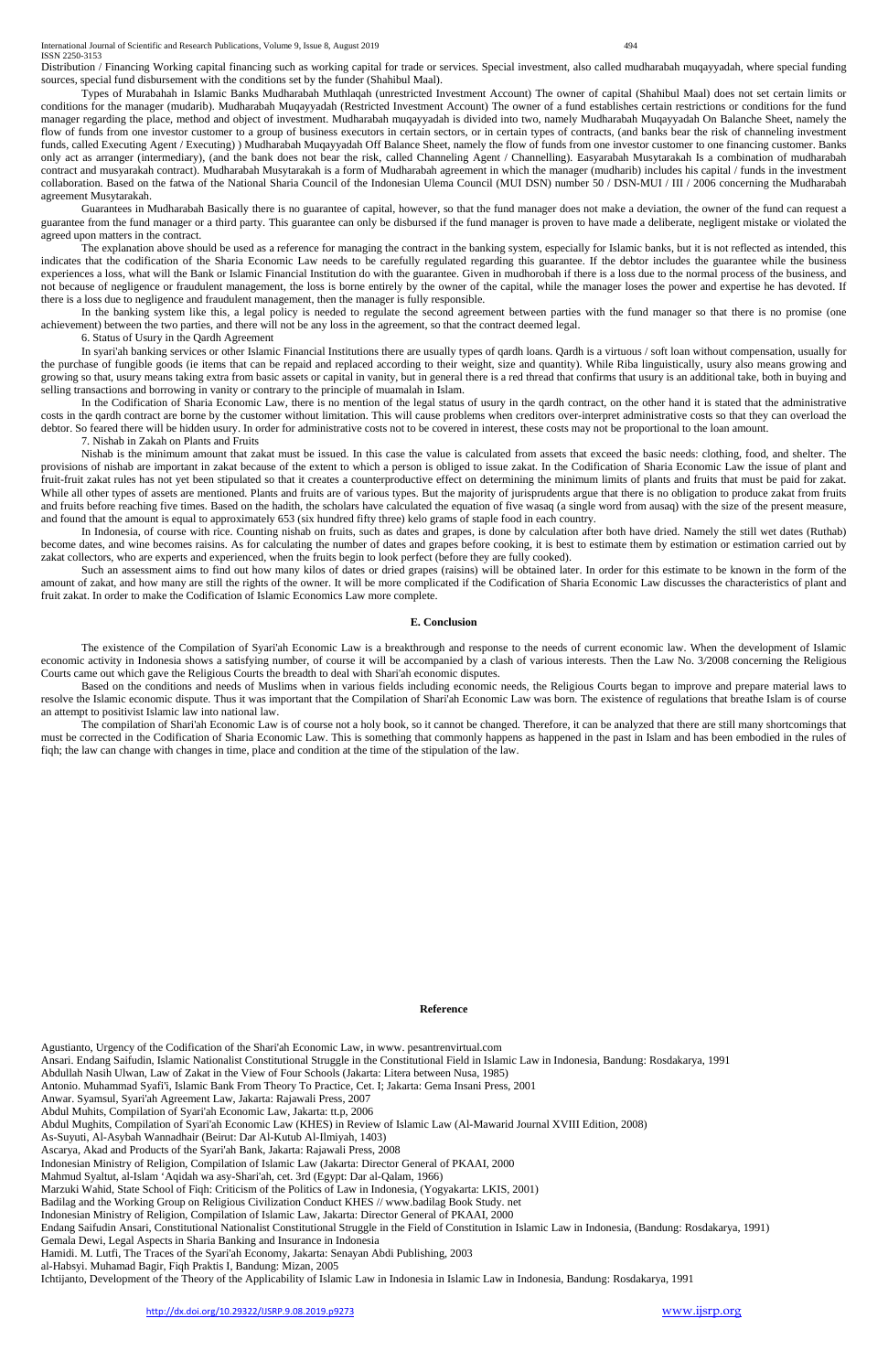Distribution / Financing Working capital financing such as working capital for trade or services. Special investment, also called mudharabah muqayyadah, where special funding sources, special fund disbursement with the conditions set by the funder (Shahibul Maal).

Types of Murabahah in Islamic Banks Mudharabah Muthlaqah (unrestricted Investment Account) The owner of capital (Shahibul Maal) does not set certain limits or conditions for the manager (mudarib). Mudharabah Muqayyadah (Restricted Investment Account) The owner of a fund establishes certain restrictions or conditions for the fund manager regarding the place, method and object of investment. Mudharabah muqayyadah is divided into two, namely Mudharabah Muqayyadah On Balanche Sheet, namely the flow of funds from one investor customer to a group of business executors in certain sectors, or in certain types of contracts, (and banks bear the risk of channeling investment funds, called Executing Agent / Executing) ) Mudharabah Muqayyadah Off Balance Sheet, namely the flow of funds from one investor customer to one financing customer. Banks only act as arranger (intermediary), (and the bank does not bear the risk, called Channeling Agent / Channelling). Easyarabah Musytarakah Is a combination of mudharabah contract and musyarakah contract). Mudharabah Musytarakah is a form of Mudharabah agreement in which the manager (mudharib) includes his capital / funds in the investment collaboration. Based on the fatwa of the National Sharia Council of the Indonesian Ulema Council (MUI DSN) number 50 / DSN-MUI / III / 2006 concerning the Mudharabah agreement Musytarakah.

Guarantees in Mudharabah Basically there is no guarantee of capital, however, so that the fund manager does not make a deviation, the owner of the fund can request a guarantee from the fund manager or a third party. This guarantee can only be disbursed if the fund manager is proven to have made a deliberate, negligent mistake or violated the agreed upon matters in the contract.

The explanation above should be used as a reference for managing the contract in the banking system, especially for Islamic banks, but it is not reflected as intended, this indicates that the codification of the Sharia Economic Law needs to be carefully regulated regarding this guarantee. If the debtor includes the guarantee while the business experiences a loss, what will the Bank or Islamic Financial Institution do with the guarantee. Given in mudhorobah if there is a loss due to the normal process of the business, and not because of negligence or fraudulent management, the loss is borne entirely by the owner of the capital, while the manager loses the power and expertise he has devoted. If there is a loss due to negligence and fraudulent management, then the manager is fully responsible.

In the banking system like this, a legal policy is needed to regulate the second agreement between parties with the fund manager so that there is no promise (one achievement) between the two parties, and there will not be any loss in the agreement, so that the contract deemed legal.

6. Status of Usury in the Qardh Agreement

In syari'ah banking services or other Islamic Financial Institutions there are usually types of qardh loans. Qardh is a virtuous / soft loan without compensation, usually for the purchase of fungible goods (ie items that can be repaid and replaced according to their weight, size and quantity). While Riba linguistically, usury also means growing and growing so that, usury means taking extra from basic assets or capital in vanity, but in general there is a red thread that confirms that usury is an additional take, both in buying and selling transactions and borrowing in vanity or contrary to the principle of muamalah in Islam.

In the Codification of Sharia Economic Law, there is no mention of the legal status of usury in the qardh contract, on the other hand it is stated that the administrative costs in the qardh contract are borne by the customer without limitation. This will cause problems when creditors over-interpret administrative costs so that they can overload the debtor. So feared there will be hidden usury. In order for administrative costs not to be covered in interest, these costs may not be proportional to the loan amount.

7. Nishab in Zakah on Plants and Fruits

Nishab is the minimum amount that zakat must be issued. In this case the value is calculated from assets that exceed the basic needs: clothing, food, and shelter. The provisions of nishab are important in zakat because of the extent to which a person is obliged to issue zakat. In the Codification of Sharia Economic Law the issue of plant and fruit-fruit zakat rules has not yet been stipulated so that it creates a counterproductive effect on determining the minimum limits of plants and fruits that must be paid for zakat. While all other types of assets are mentioned. Plants and fruits are of various types. But the majority of jurisprudents argue that there is no obligation to produce zakat from fruits and fruits before reaching five times. Based on the hadith, the scholars have calculated the equation of five wasaq (a single word from ausaq) with the size of the present measure, and found that the amount is equal to approximately 653 (six hundred fifty three) kelo grams of staple food in each country.

In Indonesia, of course with rice. Counting nishab on fruits, such as dates and grapes, is done by calculation after both have dried. Namely the still wet dates (Ruthab) become dates, and wine becomes raisins. As for calculating the number of dates and grapes before cooking, it is best to estimate them by estimation or estimation carried out by zakat collectors, who are experts and experienced, when the fruits begin to look perfect (before they are fully cooked).

Such an assessment aims to find out how many kilos of dates or dried grapes (raisins) will be obtained later. In order for this estimate to be known in the form of the amount of zakat, and how many are still the rights of the owner. It will be more complicated if the Codification of Sharia Economic Law discusses the characteristics of plant and fruit zakat. In order to make the Codification of Islamic Economics Law more complete.

## E. Conclusion

The existence of the Compilation of Syari'ah Economic Law is a breakthrough and response to the needs of current economic law. When the development of Islamic economic activity in Indonesia shows a satisfying number, of course it will be accompanied by a clash of various interests. Then the Law No. 3/2008 concerning the Religious Courts came out which gave the Religious Courts the breadth to deal with Shari'ah economic disputes.

Based on the conditions and needs of Muslims when in various fields including economic needs, the Religious Courts began to improve and prepare material laws to resolve the Islamic economic dispute. Thus it was important that the Compilation of Shari'ah Economic Law was born. The existence of regulations that breathe Islam is of course an attempt to positivist Islamic law into national law.

The compilation of Shari'ah Economic Law is of course not a holy book, so it cannot be changed. Therefore, it can be analyzed that there are still many shortcomings that must be corrected in the Codification of Sharia Economic Law. This is something that commonly happens as happened in the past in Islam and has been embodied in the rules of fiqh; the law can change with changes in time, place and condition at the time of the stipulation of the law.

## Reference

Agustianto, Urgency of the Codification of the Shari'ah Economic Law, in www. pesantrenvirtual.com

Ansari. Endang Saifudin, Islamic Nationalist Constitutional Struggle in the Constitutional Field in Islamic Law in Indonesia, Bandung: Rosdakarya, 1991

Abdullah Nasih Ulwan, Law of Zakat in the View of Four Schools (Jakarta: Litera between Nusa, 1985)

Antonio. Muhammad Syafi'i, Islamic Bank From Theory To Practice, Cet. I; Jakarta: Gema Insani Press, 2001

Anwar. Syamsul, Syari'ah Agreement Law, Jakarta: Rajawali Press, 2007

Abdul Muhits, Compilation of Syari'ah Economic Law, Jakarta: tt.p, 2006

Abdul Mughits, Compilation of Syari'ah Economic Law (KHES) in Review of Islamic Law (Al-Mawarid Journal XVIII Edition, 2008)

As-Suyuti, Al-Asybah Wannadhair (Beirut: Dar Al-Kutub Al-Ilmiyah, 1403)

Ascarya, Akad and Products of the Syari'ah Bank, Jakarta: Rajawali Press, 2008

Indonesian Ministry of Religion, Compilation of Islamic Law (Jakarta: Director General of PKAAI, 2000

Mahmud Syaltut, al-Islam 'Aqidah wa asy-Shari'ah, cet. 3rd (Egypt: Dar al-Qalam, 1966)

Marzuki Wahid, State School of Fiqh: Criticism of the Politics of Law in Indonesia, (Yogyakarta: LKIS, 2001)

Badilag and the Working Group on Religious Civilization Conduct KHES // www.badilag Book Study. net

Indonesian Ministry of Religion, Compilation of Islamic Law, Jakarta: Director General of PKAAI, 2000

Endang Saifudin Ansari, Constitutional Nationalist Constitutional Struggle in the Field of Constitution in Islamic Law in Indonesia, (Bandung: Rosdakarya, 1991)

Gemala Dewi, Legal Aspects in Sharia Banking and Insurance in Indonesia

Hamidi. M. Lutfi, The Traces of the Syari'ah Economy, Jakarta: Senayan Abdi Publishing, 2003

al-Habsyi. Muhamad Bagir, Fiqh Praktis I, Bandung: Mizan, 2005

Ichtijanto, Development of the Theory of the Applicability of Islamic Law in Indonesia in Islamic Law in Indonesia, Bandung: Rosdakarya, 1991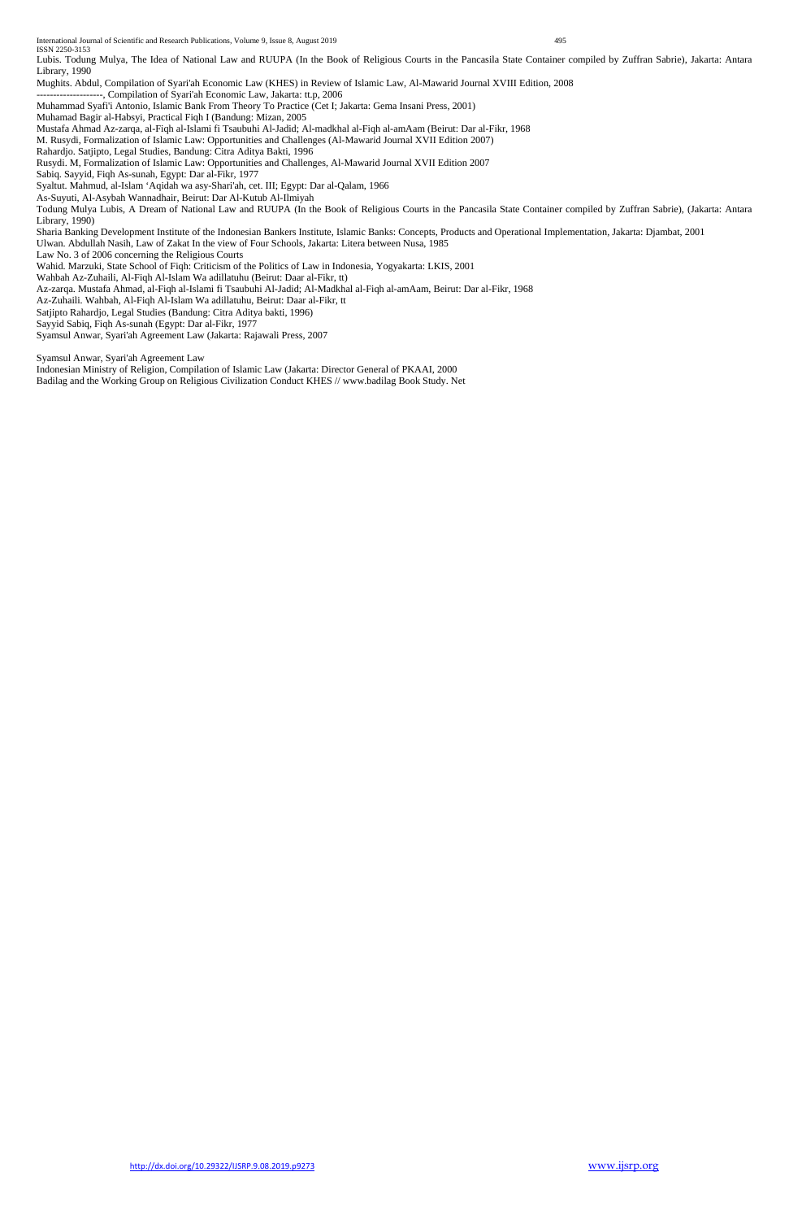Lubis. Todung Mulya, The Idea of National Law and RUUPA (In the Book of Religious Courts in the Pancasila State Container compiled by Zuffran Sabrie), Jakarta: Antara Library, 1990

Mughits. Abdul, Compilation of Syari'ah Economic Law (KHES) in Review of Islamic Law, Al-Mawarid Journal XVIII Edition, 2008

--------------------, Compilation of Syari'ah Economic Law, Jakarta: tt.p, 2006

Muhammad Syafi'i Antonio, Islamic Bank From Theory To Practice (Cet I; Jakarta: Gema Insani Press, 2001)

Muhamad Bagir al-Habsyi, Practical Fiqh I (Bandung: Mizan, 2005

Mustafa Ahmad Az-zarqa, al-Fiqh al-Islami fi Tsaubuhi Al-Jadid; Al-madkhal al-Fiqh al-amAam (Beirut: Dar al-Fikr, 1968

M. Rusydi, Formalization of Islamic Law: Opportunities and Challenges (Al-Mawarid Journal XVII Edition 2007)

Rahardjo. Satjipto, Legal Studies, Bandung: Citra Aditya Bakti, 1996

Rusydi. M, Formalization of Islamic Law: Opportunities and Challenges, Al-Mawarid Journal XVII Edition 2007

Sabiq. Sayyid, Fiqh As-sunah, Egypt: Dar al-Fikr, 1977

Syaltut. Mahmud, al-Islam 'Aqidah wa asy-Shari'ah, cet. III; Egypt: Dar al-Qalam, 1966

As-Suyuti, Al-Asybah Wannadhair, Beirut: Dar Al-Kutub Al-Ilmiyah

Todung Mulya Lubis, A Dream of National Law and RUUPA (In the Book of Religious Courts in the Pancasila State Container compiled by Zuffran Sabrie), (Jakarta: Antara Library, 1990)

Sharia Banking Development Institute of the Indonesian Bankers Institute, Islamic Banks: Concepts, Products and Operational Implementation, Jakarta: Djambat, 2001

Ulwan. Abdullah Nasih, Law of Zakat In the view of Four Schools, Jakarta: Litera between Nusa, 1985

Law No. 3 of 2006 concerning the Religious Courts

Wahid. Marzuki, State School of Fiqh: Criticism of the Politics of Law in Indonesia, Yogyakarta: LKIS, 2001

Wahbah Az-Zuhaili, Al-Fiqh Al-Islam Wa adillatuhu (Beirut: Daar al-Fikr, tt)

Az-zarqa. Mustafa Ahmad, al-Fiqh al-Islami fi Tsaubuhi Al-Jadid; Al-Madkhal al-Fiqh al-amAam, Beirut: Dar al-Fikr, 1968

Az-Zuhaili. Wahbah, Al-Fiqh Al-Islam Wa adillatuhu, Beirut: Daar al-Fikr, tt

Satjipto Rahardjo, Legal Studies (Bandung: Citra Aditya bakti, 1996)

Sayyid Sabiq, Fiqh As-sunah (Egypt: Dar al-Fikr, 1977

Syamsul Anwar, Syari'ah Agreement Law (Jakarta: Rajawali Press, 2007

Syamsul Anwar, Syari'ah Agreement Law

Indonesian Ministry of Religion, Compilation of Islamic Law (Jakarta: Director General of PKAAI, 2000

Badilag and the Working Group on Religious Civilization Conduct KHES // www.badilag Book Study. Net